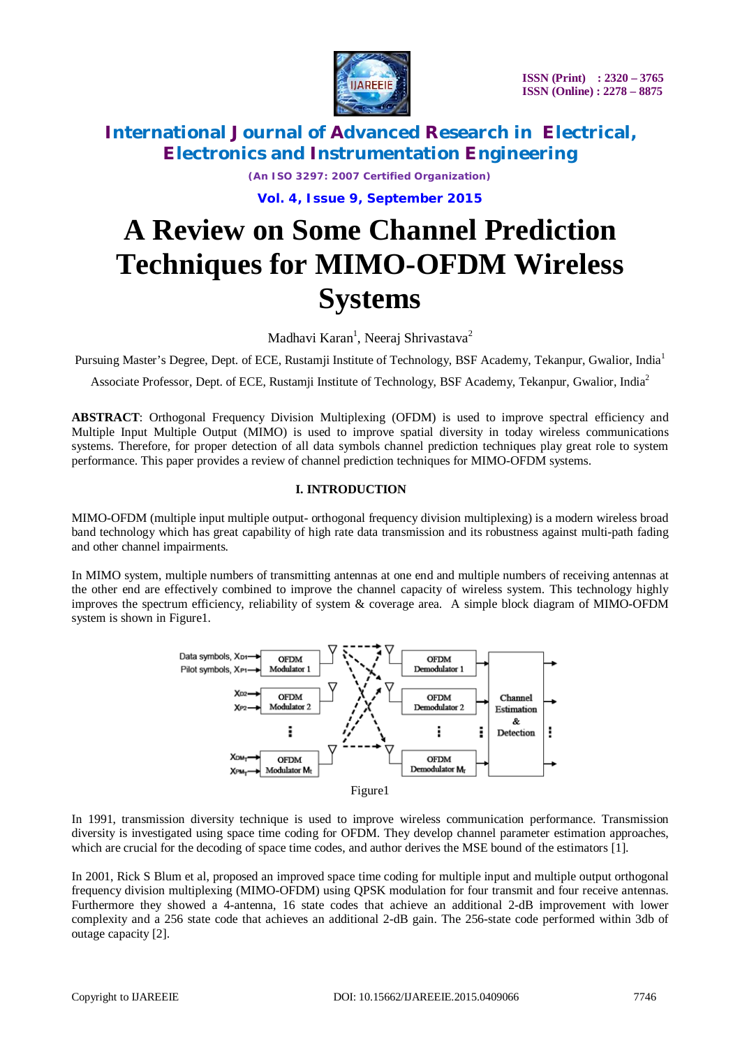# A Review on Some Channel Prediction Techniques for MIMO-OFDM Wireless Systems

Madhavi Karan[1], Neeraj Shrivastava[2]

Pursuing Master's Degree, Dept. of ECE, Rustamji Institute of Technology, BSF Academy, Tekanpur, Gwalior, India[1]

Associate Professor, Dept. of ECE, Rustamji Institute of Technology, BSF Academy, Tekanpur, Gwalior, India[2]

**ABSTRACT**: Orthogonal Frequency Division Multiplexing (OFDM) is used to improve spectral efficiency and Multiple Input Multiple Output (MIMO) is used to improve spatial diversity in today wireless communications systems. Therefore, for proper detection of all data symbols channel prediction techniques play great role to system performance. This paper provides a review of channel prediction techniques for MIMO-OFDM systems.

## I. INTRODUCTION

MIMO-OFDM (multiple input multiple output- orthogonal frequency division multiplexing) is a modern wireless broad band technology which has great capability of high rate data transmission and its robustness against multi-path fading and other channel impairments.

In MIMO system, multiple numbers of transmitting antennas at one end and multiple numbers of receiving antennas at the other end are effectively combined to improve the channel capacity of wireless system. This technology highly improves the spectrum efficiency, reliability of system & coverage area. A simple block diagram of MIMO-OFDM system is shown in Figure1.

Figure1

In 1991, transmission diversity technique is used to improve wireless communication performance. Transmission diversity is investigated using space time coding for OFDM. They develop channel parameter estimation approaches, which are crucial for the decoding of space time codes, and author derives the MSE bound of the estimators [1].

In 2001, Rick S Blum et al, proposed an improved space time coding for multiple input and multiple output orthogonal frequency division multiplexing (MIMO-OFDM) using QPSK modulation for four transmit and four receive antennas. Furthermore they showed a 4-antenna, 16 state codes that achieve an additional 2-dB improvement with lower complexity and a 256 state code that achieves an additional 2-dB gain. The 256-state code performed within 3db of outage capacity [2].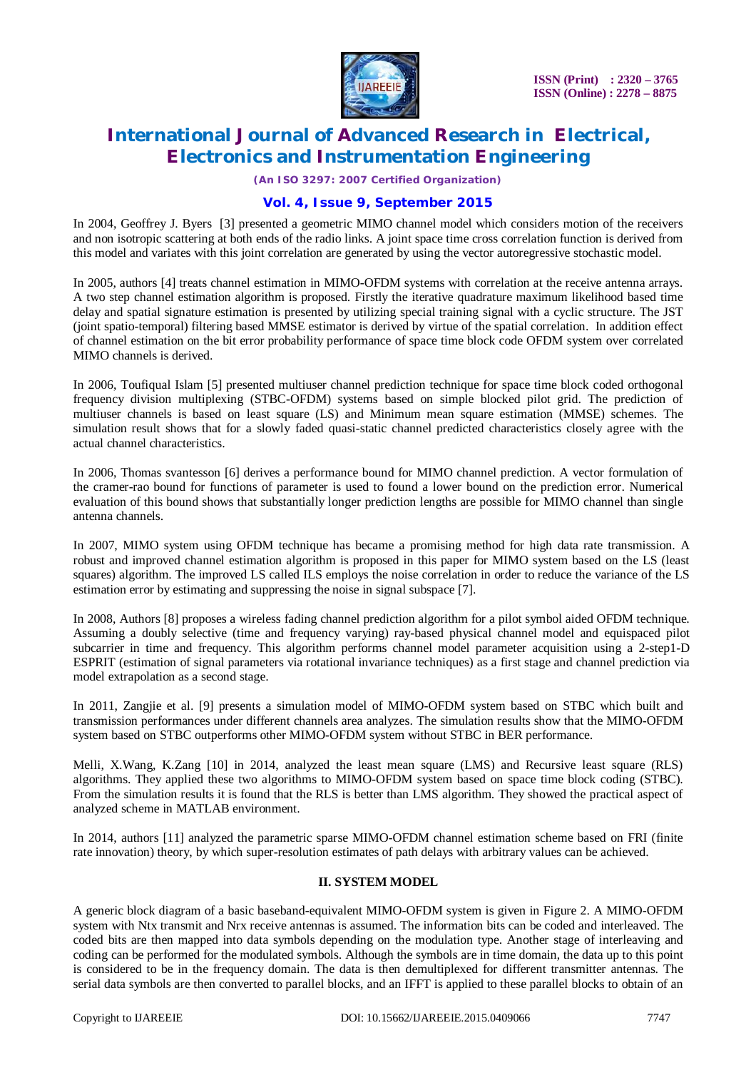In 2004, Geoffrey J. Byers [3] presented a geometric MIMO channel model which considers motion of the receivers and non isotropic scattering at both ends of the radio links. A joint space time cross correlation function is derived from this model and variates with this joint correlation are generated by using the vector autoregressive stochastic model.

In 2005, authors [4] treats channel estimation in MIMO-OFDM systems with correlation at the receive antenna arrays. A two step channel estimation algorithm is proposed. Firstly the iterative quadrature maximum likelihood based time delay and spatial signature estimation is presented by utilizing special training signal with a cyclic structure. The JST (joint spatio-temporal) filtering based MMSE estimator is derived by virtue of the spatial correlation. In addition effect of channel estimation on the bit error probability performance of space time block code OFDM system over correlated MIMO channels is derived.

In 2006, Toufiqual Islam [5] presented multiuser channel prediction technique for space time block coded orthogonal frequency division multiplexing (STBC-OFDM) systems based on simple blocked pilot grid. The prediction of multiuser channels is based on least square (LS) and Minimum mean square estimation (MMSE) schemes. The simulation result shows that for a slowly faded quasi-static channel predicted characteristics closely agree with the actual channel characteristics.

In 2006, Thomas svantesson [6] derives a performance bound for MIMO channel prediction. A vector formulation of the cramer-rao bound for functions of parameter is used to found a lower bound on the prediction error. Numerical evaluation of this bound shows that substantially longer prediction lengths are possible for MIMO channel than single antenna channels.

In 2007, MIMO system using OFDM technique has became a promising method for high data rate transmission. A robust and improved channel estimation algorithm is proposed in this paper for MIMO system based on the LS (least squares) algorithm. The improved LS called ILS employs the noise correlation in order to reduce the variance of the LS estimation error by estimating and suppressing the noise in signal subspace [7].

In 2008, Authors [8] proposes a wireless fading channel prediction algorithm for a pilot symbol aided OFDM technique. Assuming a doubly selective (time and frequency varying) ray-based physical channel model and equispaced pilot subcarrier in time and frequency. This algorithm performs channel model parameter acquisition using a 2-step1-D ESPRIT (estimation of signal parameters via rotational invariance techniques) as a first stage and channel prediction via model extrapolation as a second stage.

In 2011, Zangjie et al. [9] presents a simulation model of MIMO-OFDM system based on STBC which built and transmission performances under different channels area analyzes. The simulation results show that the MIMO-OFDM system based on STBC outperforms other MIMO-OFDM system without STBC in BER performance.

Melli, X.Wang, K.Zang [10] in 2014, analyzed the least mean square (LMS) and Recursive least square (RLS) algorithms. They applied these two algorithms to MIMO-OFDM system based on space time block coding (STBC). From the simulation results it is found that the RLS is better than LMS algorithm. They showed the practical aspect of analyzed scheme in MATLAB environment.

In 2014, authors [11] analyzed the parametric sparse MIMO-OFDM channel estimation scheme based on FRI (finite rate innovation) theory, by which super-resolution estimates of path delays with arbitrary values can be achieved.

## II. SYSTEM MODEL

A generic block diagram of a basic baseband-equivalent MIMO-OFDM system is given in Figure 2. A MIMO-OFDM system with Ntx transmit and Nrx receive antennas is assumed. The information bits can be coded and interleaved. The coded bits are then mapped into data symbols depending on the modulation type. Another stage of interleaving and coding can be performed for the modulated symbols. Although the symbols are in time domain, the data up to this point is considered to be in the frequency domain. The data is then demultiplexed for different transmitter antennas. The serial data symbols are then converted to parallel blocks, and an IFFT is applied to these parallel blocks to obtain of an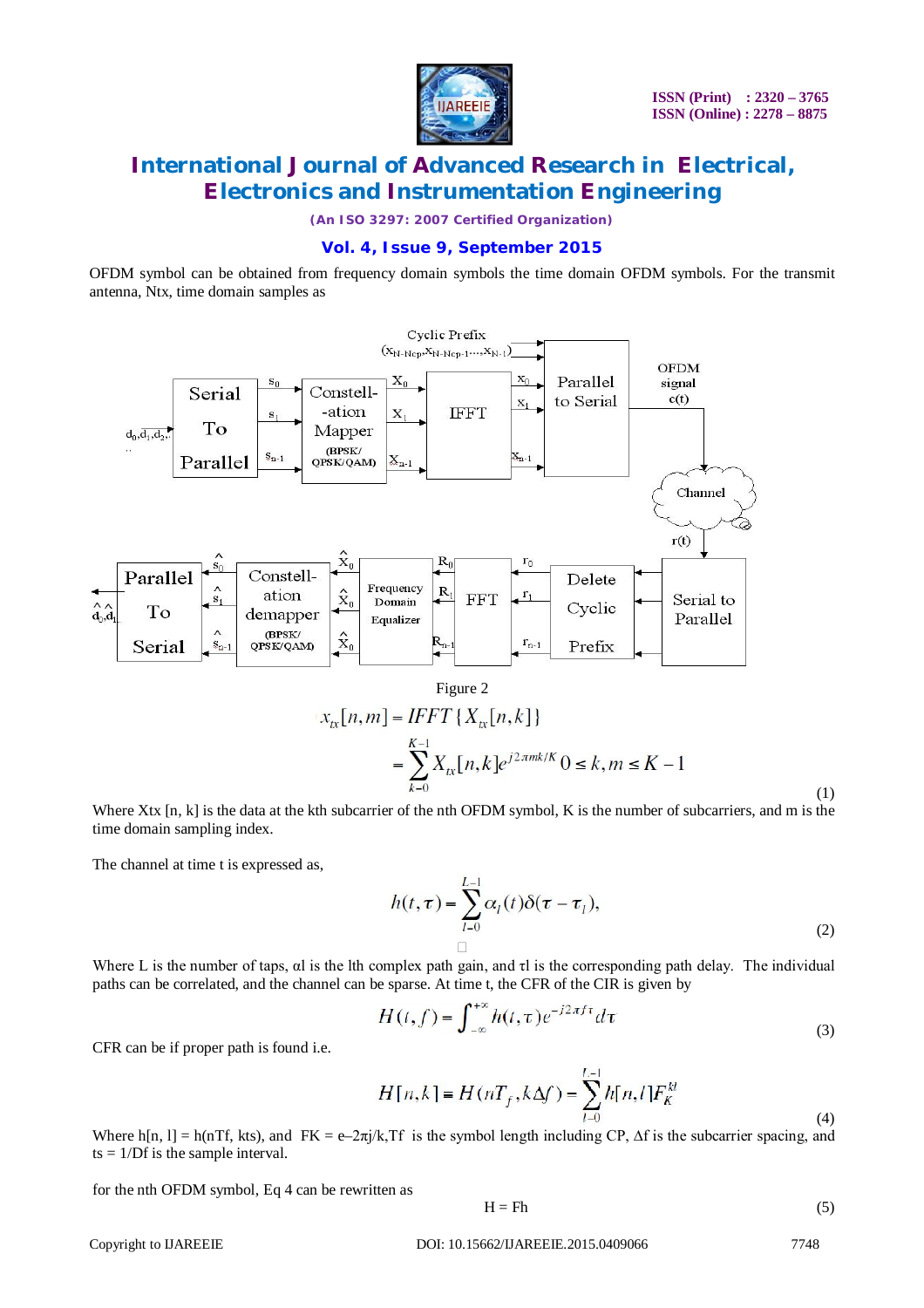OFDM symbol can be obtained from frequency domain symbols the time domain OFDM symbols. For the transmit antenna, Ntx, time domain samples as

Figure 2

$$x_{tx}[n,m] = IFFT\{X_{tx}[n,k]\}$$
$$= \sum_{k=0}^{K-1} X_{tx}[n,k] e^{j2\pi mk/K} \quad 0 \le k,m \le K-1 \tag{1}$$

Where Xtx [n, k] is the data at the kth subcarrier of the nth OFDM symbol, K is the number of subcarriers, and m is the time domain sampling index.

The channel at time t is expressed as,

$$h(t,\tau) = \sum_{l=0}^{L-1} \alpha_l(t)\delta(\tau - \tau_l), \tag{2}$$

Where L is the number of taps, αl is the lth complex path gain, and τl is the corresponding path delay. The individual paths can be correlated, and the channel can be sparse. At time t, the CFR of the CIR is given by

$$H(t,f) = \int_{-\infty}^{+\infty} h(t,\tau) e^{-j2\pi f\tau} d\tau \tag{3}$$

CFR can be if proper path is found i.e.

$$H[n,k] = H(nT_f, k\Delta f) = \sum_{l=0}^{L-1} h[n,l] F_K^{kl} \tag{4}$$

Where h[n, l] = h(nTf, kts), and FK = e–2πj/k,Tf is the symbol length including CP, Δf is the subcarrier spacing, and ts = 1/Df is the sample interval.

for the nth OFDM symbol, Eq 4 can be rewritten as

$$H = Fh \tag{5}$$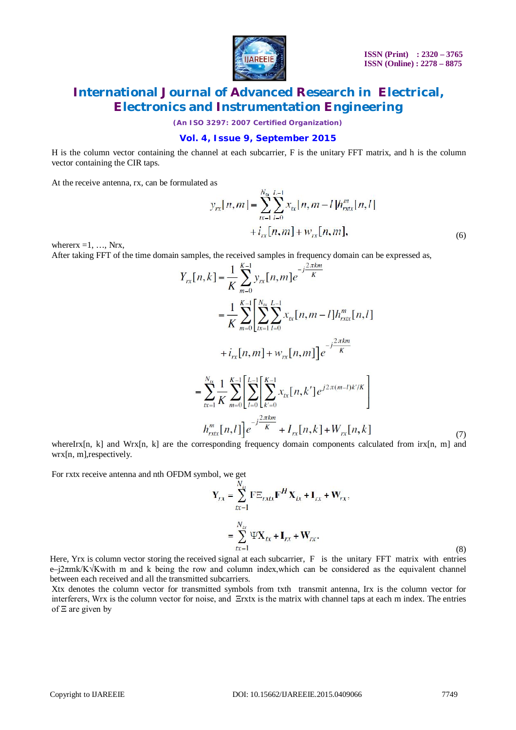H is the column vector containing the channel at each subcarrier, F is the unitary FFT matrix, and h is the column vector containing the CIR taps.

At the receive antenna, rx, can be formulated as

$$y_{rx}[n,m] = \sum_{tx=1}^{N_{tx}} \sum_{l=0}^{L-1} x_{tx}[n,m-l]h_{rxtx}^{m}[n,l] + i_{rx}[n,m] + w_{rx}[n,m], \tag{6}$$

whererx =1, …, Nrx,

After taking FFT of the time domain samples, the received samples in frequency domain can be expressed as,

$$\begin{aligned}
Y_{rx}[n,k] &= \frac{1}{K}\sum_{m=0}^{K-1} y_{rx}[n,m]e^{-j\frac{2\pi km}{K}} \\
&= \frac{1}{K}\sum_{m=0}^{K-1}\left[\sum_{tx=1}^{N_{tx}}\sum_{l=0}^{L-1} x_{tx}[n,m-l]h_{rxtx}^{m}[n,l] + i_{rx}[n,m] + w_{rx}[n,m]\right]e^{-j\frac{2\pi km}{K}} \\
&= \sum_{tx=1}^{N_{tx}} \frac{1}{K}\sum_{m=0}^{K-1}\left[\sum_{l=0}^{L-1}\left[\sum_{k'=0}^{K-1} x_{tx}[n,k']e^{j2\pi(m-l)k'/K}\right] h_{rxtx}^{m}[n,l]\right]e^{-j\frac{2\pi km}{K}} + I_{rx}[n,k] + W_{rx}[n,k]
\end{aligned} \tag{7}$$

whereIrx[n, k] and Wrx[n, k] are the corresponding frequency domain components calculated from irx[n, m] and wrx[n, m],respectively.

For rxtx receive antenna and nth OFDM symbol, we get

$$\begin{aligned}
\mathbf{Y}_{rx} &= \sum_{tx=1}^{N_{tx}} \mathbf{F}\Xi_{rxtx}\mathbf{F}^{H}\mathbf{X}_{tx} + \mathbf{I}_{rx} + \mathbf{W}_{rx}, \\
&= \sum_{tx=1}^{N_{tx}} \Psi\mathbf{X}_{tx} + \mathbf{I}_{rx} + \mathbf{W}_{rx}.
\end{aligned} \tag{8}$$

Here, Yrx is column vector storing the received signal at each subcarrier, F is the unitary FFT matrix with entries e–j2πmk/K√Kwith m and k being the row and column index,which can be considered as the equivalent channel between each received and all the transmitted subcarriers.

Xtx denotes the column vector for transmitted symbols from txth transmit antenna, Irx is the column vector for interferers, Wrx is the column vector for noise, and Ξrxtx is the matrix with channel taps at each m index. The entries of Ξ are given by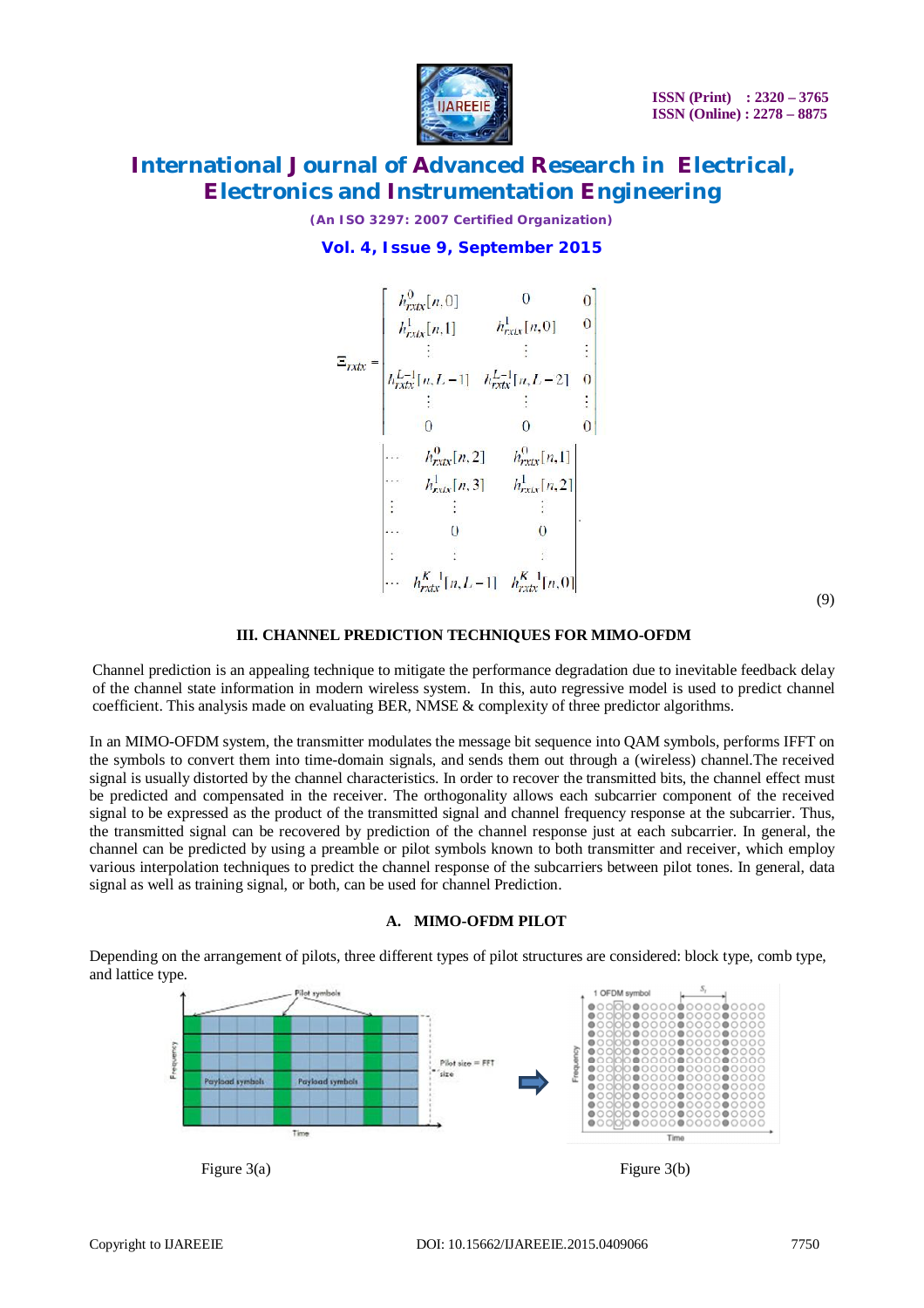$$
\Xi_{rxtx} = \begin{bmatrix} h_{rxtx}^{0}[n,0] & 0 & 0 & \cdots & h_{rxtx}^{0}[n,2] & h_{rxtx}^{0}[n,1] \\ h_{rxtx}^{1}[n,1] & h_{rxtx}^{1}[n,0] & 0 & \cdots & h_{rxtx}^{1}[n,3] & h_{rxtx}^{1}[n,2] \\ \vdots & \vdots & \vdots & \vdots & \vdots & \vdots \\ h_{rxtx}^{L-1}[n,L-1] & h_{rxtx}^{L-1}[n,L-2] & 0 & \cdots & 0 & 0 \\ \vdots & \vdots & \vdots & \vdots & \vdots & \vdots \\ 0 & 0 & 0 & \cdots & h_{rxtx}^{K-1}[n,L-1] & h_{rxtx}^{K-1}[n,0] \end{bmatrix}. \tag{9}
$$

## III. CHANNEL PREDICTION TECHNIQUES FOR MIMO-OFDM

Channel prediction is an appealing technique to mitigate the performance degradation due to inevitable feedback delay of the channel state information in modern wireless system. In this, auto regressive model is used to predict channel coefficient. This analysis made on evaluating BER, NMSE & complexity of three predictor algorithms.

In an MIMO-OFDM system, the transmitter modulates the message bit sequence into QAM symbols, performs IFFT on the symbols to convert them into time-domain signals, and sends them out through a (wireless) channel.The received signal is usually distorted by the channel characteristics. In order to recover the transmitted bits, the channel effect must be predicted and compensated in the receiver. The orthogonality allows each subcarrier component of the received signal to be expressed as the product of the transmitted signal and channel frequency response at the subcarrier. Thus, the transmitted signal can be recovered by prediction of the channel response just at each subcarrier. In general, the channel can be predicted by using a preamble or pilot symbols known to both transmitter and receiver, which employ various interpolation techniques to predict the channel response of the subcarriers between pilot tones. In general, data signal as well as training signal, or both, can be used for channel Prediction.

### A. MIMO-OFDM PILOT

Depending on the arrangement of pilots, three different types of pilot structures are considered: block type, comb type, and lattice type.

Figure 3(a)

Figure 3(b)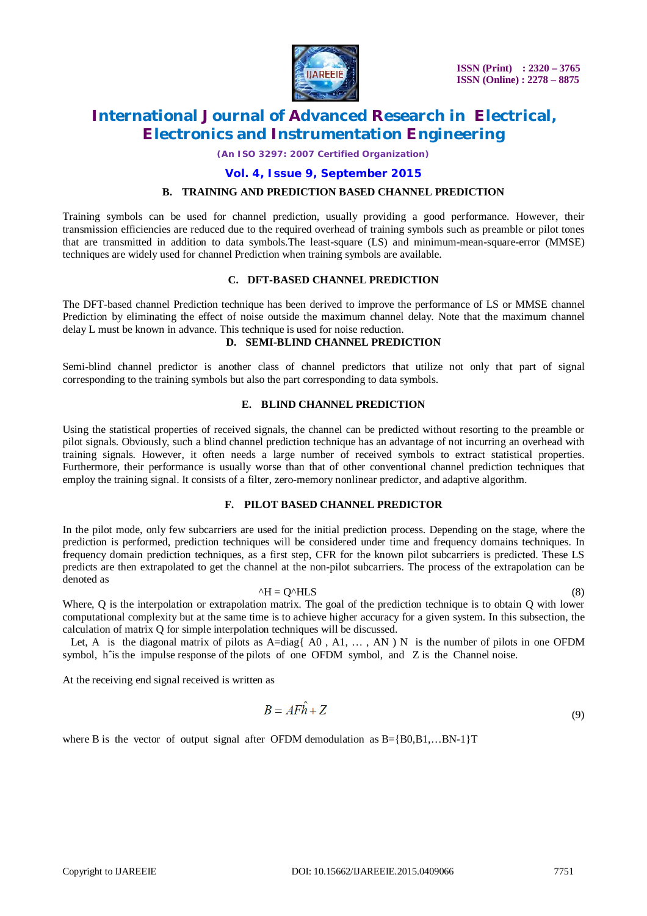### B. TRAINING AND PREDICTION BASED CHANNEL PREDICTION

Training symbols can be used for channel prediction, usually providing a good performance. However, their transmission efficiencies are reduced due to the required overhead of training symbols such as preamble or pilot tones that are transmitted in addition to data symbols.The least-square (LS) and minimum-mean-square-error (MMSE) techniques are widely used for channel Prediction when training symbols are available.

### C. DFT-BASED CHANNEL PREDICTION

The DFT-based channel Prediction technique has been derived to improve the performance of LS or MMSE channel Prediction by eliminating the effect of noise outside the maximum channel delay. Note that the maximum channel delay L must be known in advance. This technique is used for noise reduction.

### D. SEMI-BLIND CHANNEL PREDICTION

Semi-blind channel predictor is another class of channel predictors that utilize not only that part of signal corresponding to the training symbols but also the part corresponding to data symbols.

### E. BLIND CHANNEL PREDICTION

Using the statistical properties of received signals, the channel can be predicted without resorting to the preamble or pilot signals. Obviously, such a blind channel prediction technique has an advantage of not incurring an overhead with training signals. However, it often needs a large number of received symbols to extract statistical properties. Furthermore, their performance is usually worse than that of other conventional channel prediction techniques that employ the training signal. It consists of a filter, zero-memory nonlinear predictor, and adaptive algorithm.

### F. PILOT BASED CHANNEL PREDICTOR

In the pilot mode, only few subcarriers are used for the initial prediction process. Depending on the stage, where the prediction is performed, prediction techniques will be considered under time and frequency domains techniques. In frequency domain prediction techniques, as a first step, CFR for the known pilot subcarriers is predicted. These LS predicts are then extrapolated to get the channel at the non-pilot subcarriers. The process of the extrapolation can be denoted as

$$\hat{H} = Q\hat{H}_{LS} \tag{8}$$

Where, Q is the interpolation or extrapolation matrix. The goal of the prediction technique is to obtain Q with lower computational complexity but at the same time is to achieve higher accuracy for a given system. In this subsection, the calculation of matrix Q for simple interpolation techniques will be discussed.

Let, A is the diagonal matrix of pilots as $A=\text{diag}\{A_0, A_1, \dots, A_N\}$ N is the number of pilots in one OFDM symbol, $\hat{h}$ is the impulse response of the pilots of one OFDM symbol, and Z is the Channel noise.

At the receiving end signal received is written as

$$B = AF\hat{h} + Z \tag{9}$$

where B is the vector of output signal after OFDM demodulation as $B=\{B_0, B_1, \dots B_{N-1}\}^T$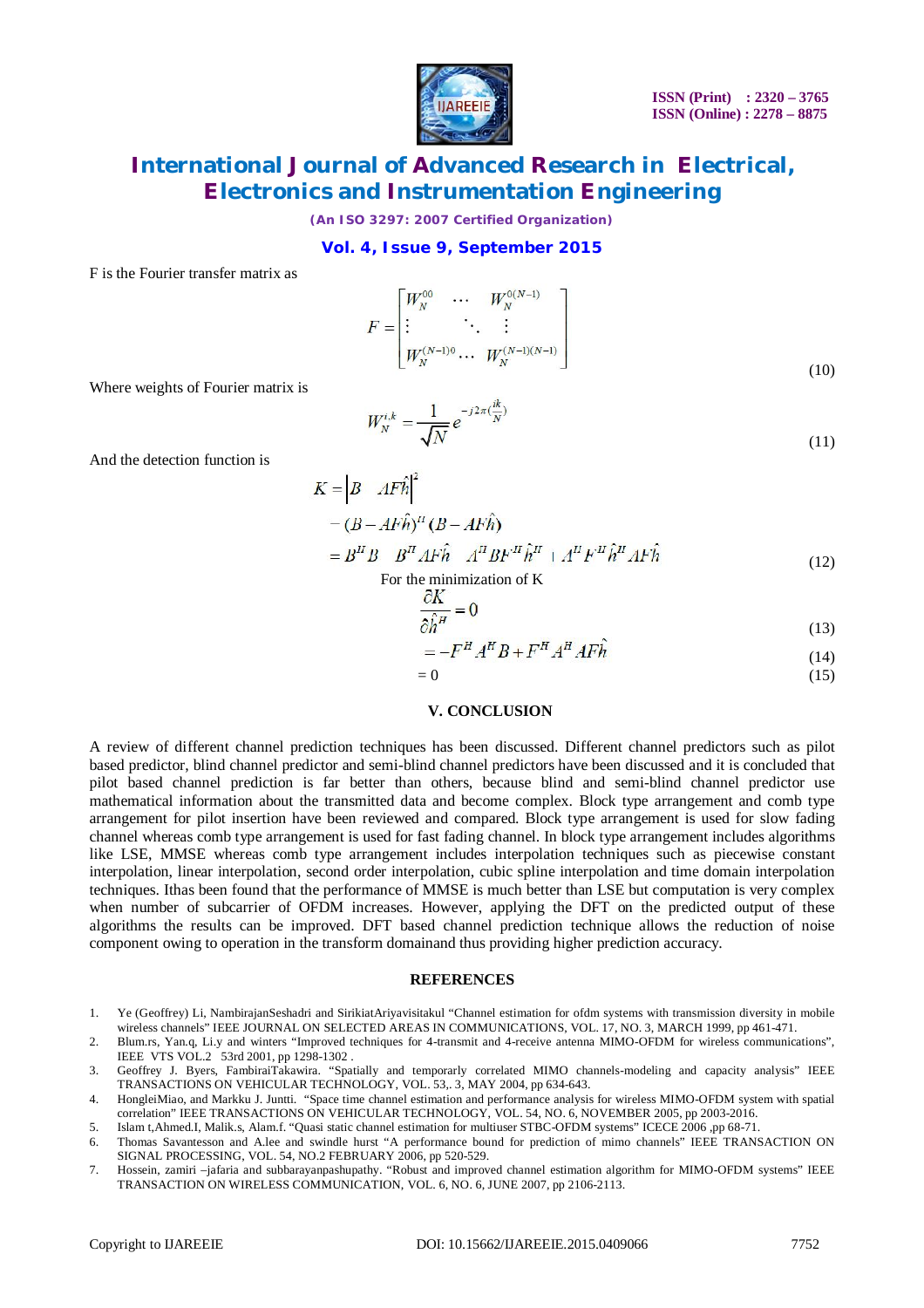F is the Fourier transfer matrix as

$$F = \begin{bmatrix} W_N^{00} & \cdots & W_N^{0(N-1)} \\ \vdots & \ddots & \vdots \\ W_N^{(N-1)0} & \cdots & W_N^{(N-1)(N-1)} \end{bmatrix} \tag{10}$$

Where weights of Fourier matrix is

$$W_N^{i,k} = \frac{1}{\sqrt{N}} e^{-j2\pi(\frac{ik}{N})} \tag{11}$$

And the detection function is

$$\begin{aligned} K &= \left| B - AF\hat{h} \right|^2 \\ &= (B - AF\hat{h})^H (B - AF\hat{h}) \\ &= B^H B - B^H AF\hat{h} - A^H BF^H \hat{h}^H + A^H F^H \hat{h}^H AF\hat{h} \end{aligned} \tag{12}$$

For the minimization of K

$$\frac{\partial K}{\partial \hat{h}^H} = 0 \tag{13}$$

$$= -F^H A^H B + F^H A^H AF\hat{h} \tag{14}$$

$$= 0 \tag{15}$$

## V. CONCLUSION

A review of different channel prediction techniques has been discussed. Different channel predictors such as pilot based predictor, blind channel predictor and semi-blind channel predictors have been discussed and it is concluded that pilot based channel prediction is far better than others, because blind and semi-blind channel predictor use mathematical information about the transmitted data and become complex. Block type arrangement and comb type arrangement for pilot insertion have been reviewed and compared. Block type arrangement is used for slow fading channel whereas comb type arrangement is used for fast fading channel. In block type arrangement includes algorithms like LSE, MMSE whereas comb type arrangement includes interpolation techniques such as piecewise constant interpolation, linear interpolation, second order interpolation, cubic spline interpolation and time domain interpolation techniques. Ithas been found that the performance of MMSE is much better than LSE but computation is very complex when number of subcarrier of OFDM increases. However, applying the DFT on the predicted output of these algorithms the results can be improved. DFT based channel prediction technique allows the reduction of noise component owing to operation in the transform domainand thus providing higher prediction accuracy.

## REFERENCES

1. Ye (Geoffrey) Li, NambirajanSeshadri and SirikiatAriyavisitakul "Channel estimation for ofdm systems with transmission diversity in mobile wireless channels" IEEE JOURNAL ON SELECTED AREAS IN COMMUNICATIONS, VOL. 17, NO. 3, MARCH 1999, pp 461-471.
2. Blum.rs, Yan.q, Li.y and winters "Improved techniques for 4-transmit and 4-receive antenna MIMO-OFDM for wireless communications", IEEE VTS VOL.2 53rd 2001, pp 1298-1302 .
3. Geoffrey J. Byers, FambiraiTakawira. "Spatially and temporarly correlated MIMO channels-modeling and capacity analysis" IEEE TRANSACTIONS ON VEHICULAR TECHNOLOGY, VOL. 53,. 3, MAY 2004, pp 634-643.
4. HongleiMiao, and Markku J. Juntti. "Space time channel estimation and performance analysis for wireless MIMO-OFDM system with spatial correlation" IEEE TRANSACTIONS ON VEHICULAR TECHNOLOGY, VOL. 54, NO. 6, NOVEMBER 2005, pp 2003-2016.
5. Islam t,Ahmed.I, Malik.s, Alam.f. "Quasi static channel estimation for multiuser STBC-OFDM systems" ICECE 2006 ,pp 68-71.
6. Thomas Savantesson and A.lee and swindle hurst "A performance bound for prediction of mimo channels" IEEE TRANSACTION ON SIGNAL PROCESSING, VOL. 54, NO.2 FEBRUARY 2006, pp 520-529.
7. Hossein, zamiri –jafaria and subbarayanpashupathy. "Robust and improved channel estimation algorithm for MIMO-OFDM systems" IEEE TRANSACTION ON WIRELESS COMMUNICATION, VOL. 6, NO. 6, JUNE 2007, pp 2106-2113.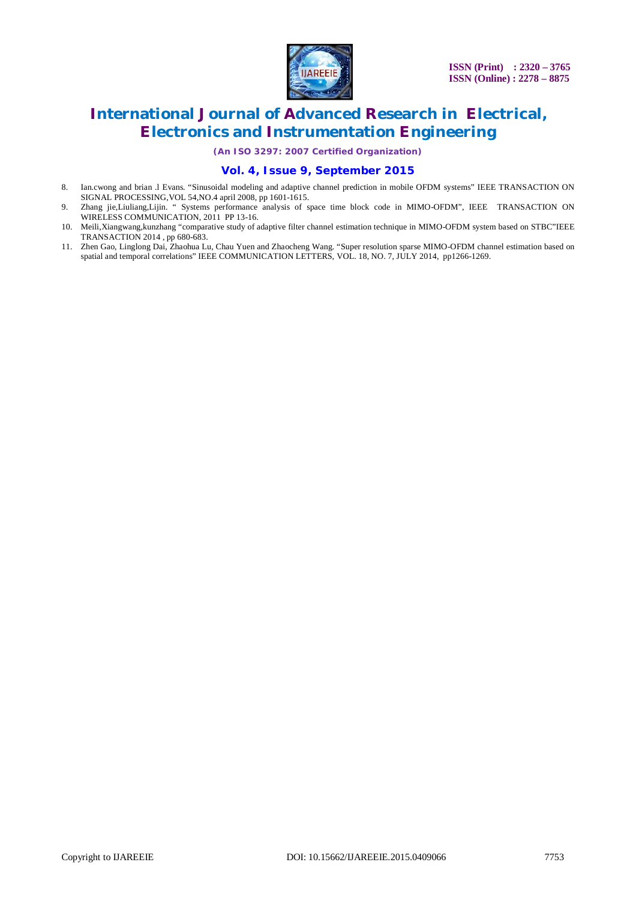8. Ian.cwong and brian .l Evans. "Sinusoidal modeling and adaptive channel prediction in mobile OFDM systems" IEEE TRANSACTION ON SIGNAL PROCESSING,VOL 54,NO.4 april 2008, pp 1601-1615.
9. Zhang jie,Liuliang,Lijin. " Systems performance analysis of space time block code in MIMO-OFDM", IEEE TRANSACTION ON WIRELESS COMMUNICATION, 2011 PP 13-16.
10. Meili,Xiangwang,kunzhang "comparative study of adaptive filter channel estimation technique in MIMO-OFDM system based on STBC"IEEE TRANSACTION 2014 , pp 680-683.
11. Zhen Gao, Linglong Dai, Zhaohua Lu, Chau Yuen and Zhaocheng Wang. "Super resolution sparse MIMO-OFDM channel estimation based on spatial and temporal correlations" IEEE COMMUNICATION LETTERS, VOL. 18, NO. 7, JULY 2014, pp1266-1269.